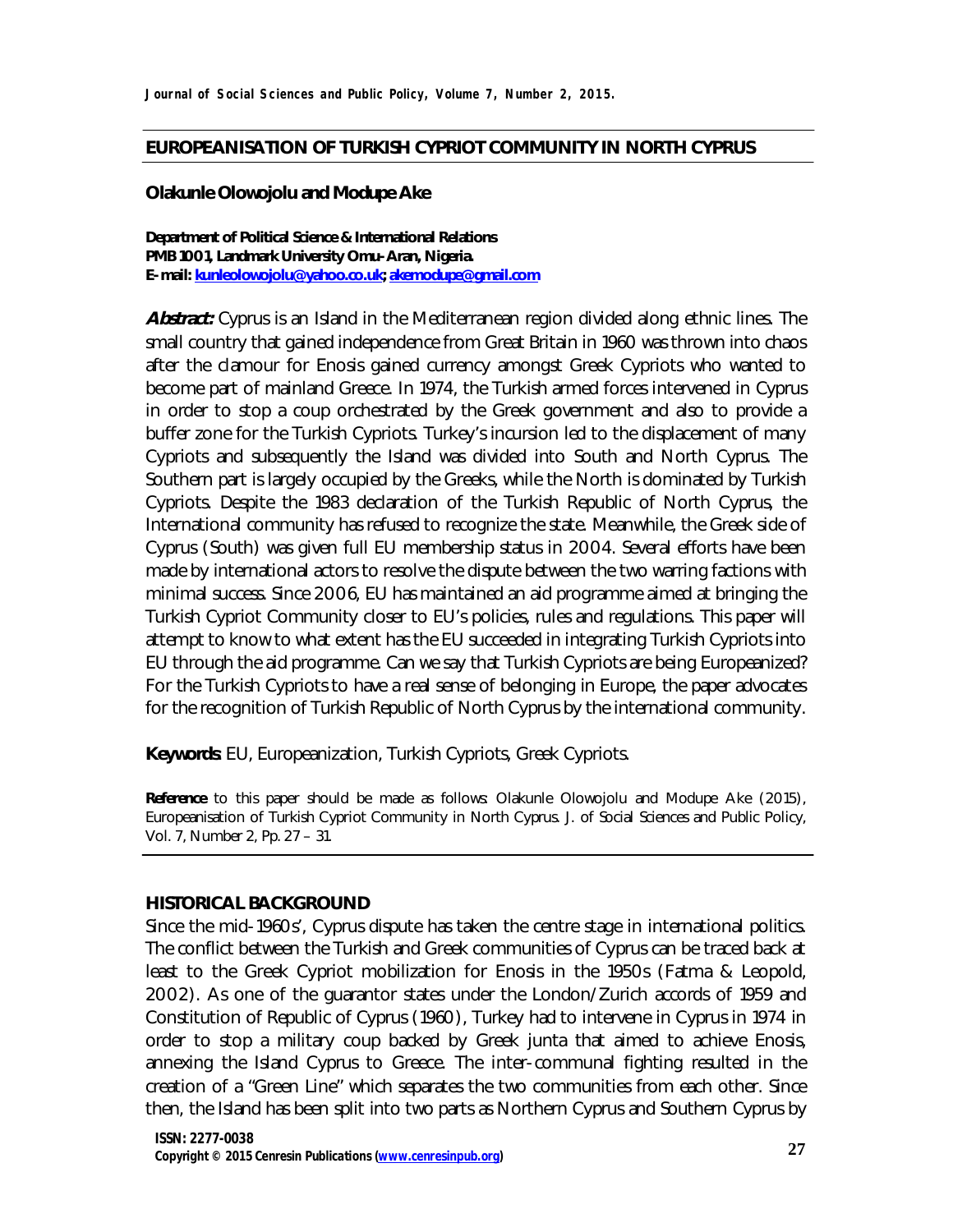# EUROPEANISATION OF TURKISH CYPRIOT COMMUNITY IN NORTH CYPRUS

**Olakunle Olowojolu and Modupe Ake**

**Department of Political Science & International Relations**
**PMB 1001, Landmark University Omu-Aran, Nigeria.**
**E-mail: kunleolowojolu@yahoo.co.uk; akemodupe@gmail.com**

***Abstract:*** Cyprus is an Island in the Mediterranean region divided along ethnic lines. The small country that gained independence from Great Britain in 1960 was thrown into chaos after the clamour for Enosis gained currency amongst Greek Cypriots who wanted to become part of mainland Greece. In 1974, the Turkish armed forces intervened in Cyprus in order to stop a coup orchestrated by the Greek government and also to provide a buffer zone for the Turkish Cypriots. Turkey's incursion led to the displacement of many Cypriots and subsequently the Island was divided into South and North Cyprus. The Southern part is largely occupied by the Greeks, while the North is dominated by Turkish Cypriots. Despite the 1983 declaration of the Turkish Republic of North Cyprus, the International community has refused to recognize the state. Meanwhile, the Greek side of Cyprus (South) was given full EU membership status in 2004. Several efforts have been made by international actors to resolve the dispute between the two warring factions with minimal success. Since 2006, EU has maintained an aid programme aimed at bringing the Turkish Cypriot Community closer to EU's policies, rules and regulations. This paper will attempt to know to what extent has the EU succeeded in integrating Turkish Cypriots into EU through the aid programme. Can we say that Turkish Cypriots are being Europeanized? For the Turkish Cypriots to have a real sense of belonging in Europe, the paper advocates for the recognition of Turkish Republic of North Cyprus by the international community.

**Keywords**: EU, Europeanization, Turkish Cypriots, Greek Cypriots.

**Reference** to this paper should be made as follows: Olakunle Olowojolu and Modupe Ake (2015), Europeanisation of Turkish Cypriot Community in North Cyprus. J. of Social Sciences and Public Policy, Vol. 7, Number 2, Pp. 27 – 31.

## HISTORICAL BACKGROUND

Since the mid-1960s', Cyprus dispute has taken the centre stage in international politics. The conflict between the Turkish and Greek communities of Cyprus can be traced back at least to the Greek Cypriot mobilization for Enosis in the 1950s (Fatma & Leopold, 2002). As one of the guarantor states under the London/Zurich accords of 1959 and Constitution of Republic of Cyprus (1960), Turkey had to intervene in Cyprus in 1974 in order to stop a military coup backed by Greek junta that aimed to achieve Enosis, annexing the Island Cyprus to Greece. The inter-communal fighting resulted in the creation of a "Green Line" which separates the two communities from each other. Since then, the Island has been split into two parts as Northern Cyprus and Southern Cyprus by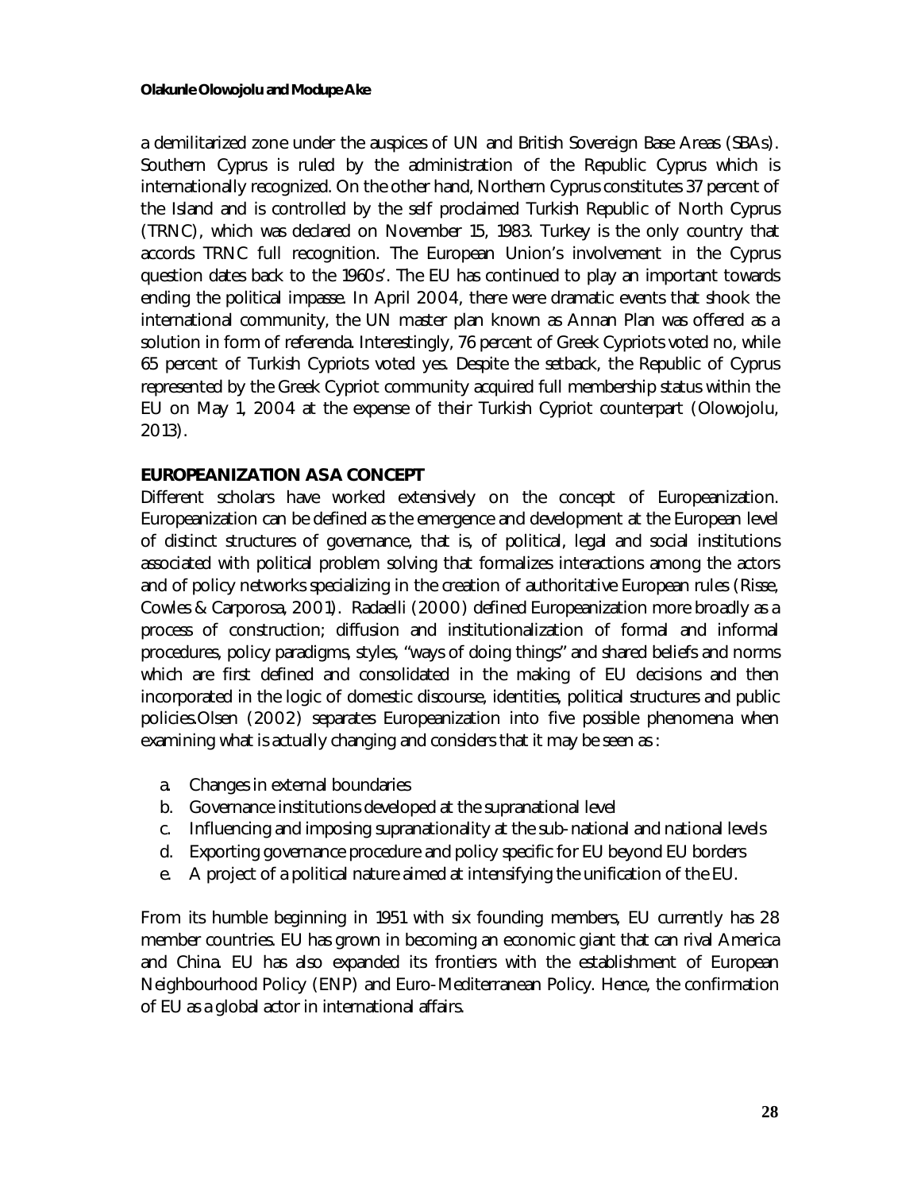a demilitarized zone under the auspices of UN and British Sovereign Base Areas (SBAs). Southern Cyprus is ruled by the administration of the Republic Cyprus which is internationally recognized. On the other hand, Northern Cyprus constitutes 37 percent of the Island and is controlled by the self proclaimed Turkish Republic of North Cyprus (TRNC), which was declared on November 15, 1983. Turkey is the only country that accords TRNC full recognition. The European Union's involvement in the Cyprus question dates back to the 1960s'. The EU has continued to play an important towards ending the political impasse. In April 2004, there were dramatic events that shook the international community, the UN master plan known as Annan Plan was offered as a solution in form of referenda. Interestingly, 76 percent of Greek Cypriots voted no, while 65 percent of Turkish Cypriots voted yes. Despite the setback, the Republic of Cyprus represented by the Greek Cypriot community acquired full membership status within the EU on May 1, 2004 at the expense of their Turkish Cypriot counterpart (Olowojolu, 2013).

## EUROPEANIZATION AS A CONCEPT

Different scholars have worked extensively on the concept of Europeanization. Europeanization can be defined as the emergence and development at the European level of distinct structures of governance, that is, of political, legal and social institutions associated with political problem solving that formalizes interactions among the actors and of policy networks specializing in the creation of authoritative European rules (Risse, Cowles & Carporosa, 2001). Radaelli (2000) defined Europeanization more broadly as a process of construction; diffusion and institutionalization of formal and informal procedures, policy paradigms, styles, "ways of doing things" and shared beliefs and norms which are first defined and consolidated in the making of EU decisions and then incorporated in the logic of domestic discourse, identities, political structures and public policies.Olsen (2002) separates Europeanization into five possible phenomena when examining what is actually changing and considers that it may be seen as :

a. Changes in external boundaries
b. Governance institutions developed at the supranational level
c. Influencing and imposing supranationality at the sub-national and national levels
d. Exporting governance procedure and policy specific for EU beyond EU borders
e. A project of a political nature aimed at intensifying the unification of the EU.

From its humble beginning in 1951 with six founding members, EU currently has 28 member countries. EU has grown in becoming an economic giant that can rival America and China. EU has also expanded its frontiers with the establishment of European Neighbourhood Policy (ENP) and Euro-Mediterranean Policy. Hence, the confirmation of EU as a global actor in international affairs.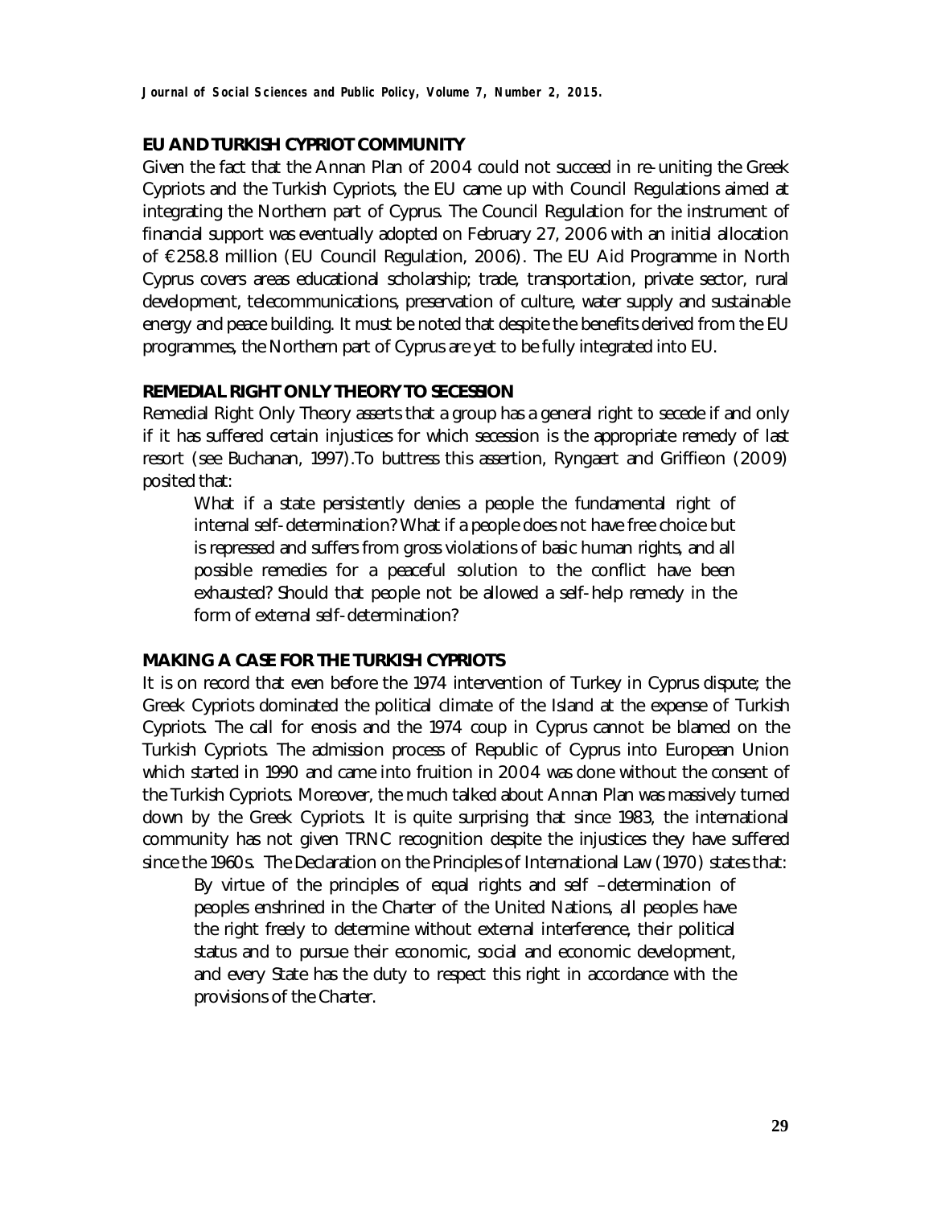## EU AND TURKISH CYPRIOT COMMUNITY

Given the fact that the Annan Plan of 2004 could not succeed in re-uniting the Greek Cypriots and the Turkish Cypriots, the EU came up with Council Regulations aimed at integrating the Northern part of Cyprus. The Council Regulation for the instrument of financial support was eventually adopted on February 27, 2006 with an initial allocation of €258.8 million (EU Council Regulation, 2006). The EU Aid Programme in North Cyprus covers areas educational scholarship; trade, transportation, private sector, rural development, telecommunications, preservation of culture, water supply and sustainable energy and peace building. It must be noted that despite the benefits derived from the EU programmes, the Northern part of Cyprus are yet to be fully integrated into EU.

## REMEDIAL RIGHT ONLY THEORY TO SECESSION

Remedial Right Only Theory asserts that a group has a general right to secede if and only if it has suffered certain injustices for which secession is the appropriate remedy of last resort (see Buchanan, 1997).To buttress this assertion, Ryngaert and Griffieon (2009) posited that:

> What if a state persistently denies a people the fundamental right of internal self-determination? What if a people does not have free choice but is repressed and suffers from gross violations of basic human rights, and all possible remedies for a peaceful solution to the conflict have been exhausted? Should that people not be allowed a self-help remedy in the form of external self-determination?

## MAKING A CASE FOR THE TURKISH CYPRIOTS

It is on record that even before the 1974 intervention of Turkey in Cyprus dispute; the Greek Cypriots dominated the political climate of the Island at the expense of Turkish Cypriots. The call for enosis and the 1974 coup in Cyprus cannot be blamed on the Turkish Cypriots. The admission process of Republic of Cyprus into European Union which started in 1990 and came into fruition in 2004 was done without the consent of the Turkish Cypriots. Moreover, the much talked about Annan Plan was massively turned down by the Greek Cypriots. It is quite surprising that since 1983, the international community has not given TRNC recognition despite the injustices they have suffered since the 1960s. The Declaration on the Principles of International Law (1970) states that:

> By virtue of the principles of equal rights and self –determination of peoples enshrined in the Charter of the United Nations, all peoples have the right freely to determine without external interference, their political status and to pursue their economic, social and economic development, and every State has the duty to respect this right in accordance with the provisions of the Charter.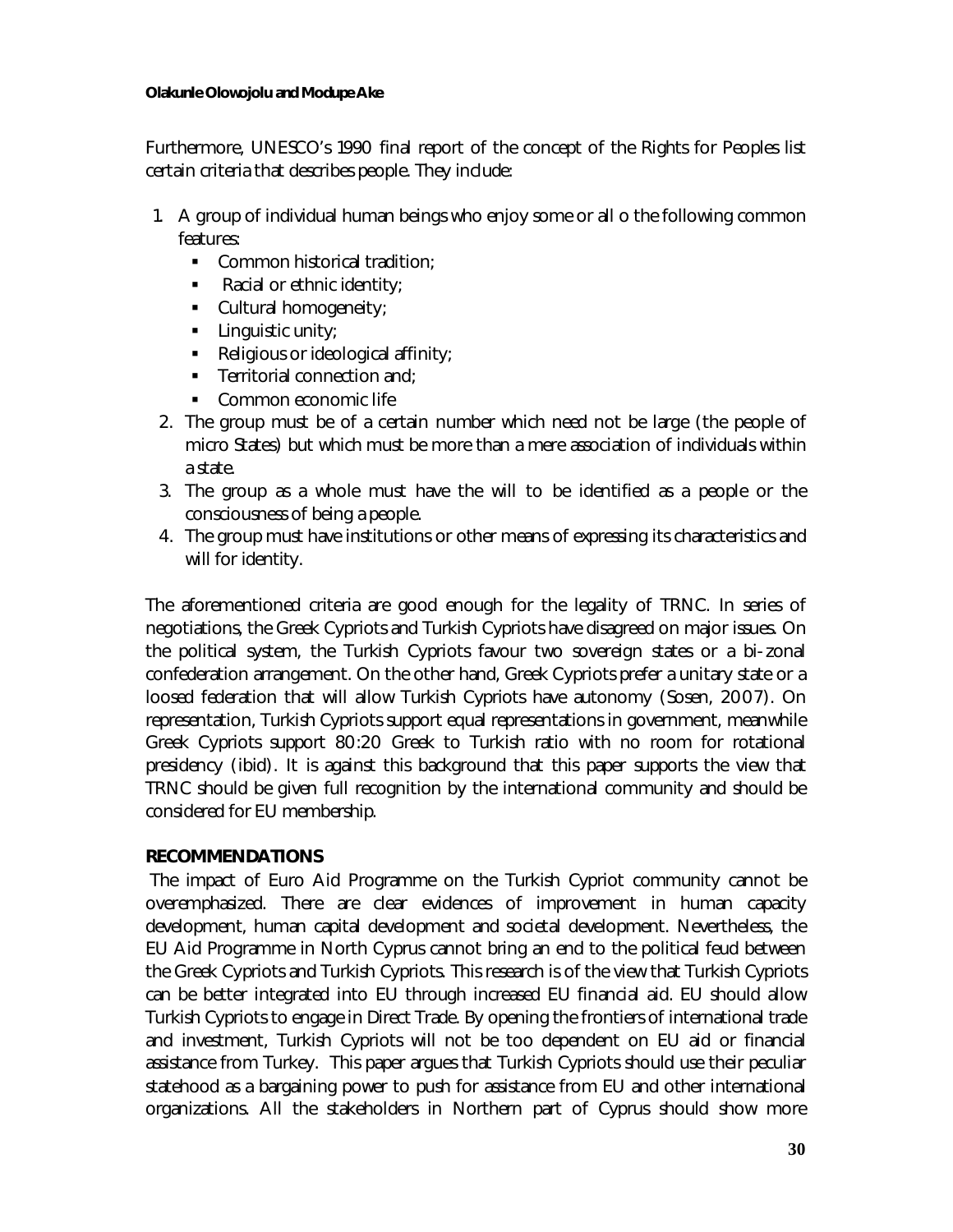Furthermore, UNESCO's 1990 final report of the concept of the Rights for Peoples list certain criteria that describes people. They include:

1. A group of individual human beings who enjoy some or all o the following common features:
   - Common historical tradition;
   - Racial or ethnic identity;
   - Cultural homogeneity;
   - Linguistic unity;
   - Religious or ideological affinity;
   - Territorial connection and;
   - Common economic life
2. The group must be of a certain number which need not be large (the people of micro States) but which must be more than a mere association of individuals within a state.
3. The group as a whole must have the will to be identified as a people or the consciousness of being a people.
4. The group must have institutions or other means of expressing its characteristics and will for identity.

The aforementioned criteria are good enough for the legality of TRNC. In series of negotiations, the Greek Cypriots and Turkish Cypriots have disagreed on major issues. On the political system, the Turkish Cypriots favour two sovereign states or a bi-zonal confederation arrangement. On the other hand, Greek Cypriots prefer a unitary state or a loosed federation that will allow Turkish Cypriots have autonomy (Sosen, 2007). On representation, Turkish Cypriots support equal representations in government, meanwhile Greek Cypriots support 80:20 Greek to Turkish ratio with no room for rotational presidency (ibid). It is against this background that this paper supports the view that TRNC should be given full recognition by the international community and should be considered for EU membership.

## RECOMMENDATIONS

The impact of Euro Aid Programme on the Turkish Cypriot community cannot be overemphasized. There are clear evidences of improvement in human capacity development, human capital development and societal development. Nevertheless, the EU Aid Programme in North Cyprus cannot bring an end to the political feud between the Greek Cypriots and Turkish Cypriots. This research is of the view that Turkish Cypriots can be better integrated into EU through increased EU financial aid. EU should allow Turkish Cypriots to engage in Direct Trade. By opening the frontiers of international trade and investment, Turkish Cypriots will not be too dependent on EU aid or financial assistance from Turkey. This paper argues that Turkish Cypriots should use their peculiar statehood as a bargaining power to push for assistance from EU and other international organizations. All the stakeholders in Northern part of Cyprus should show more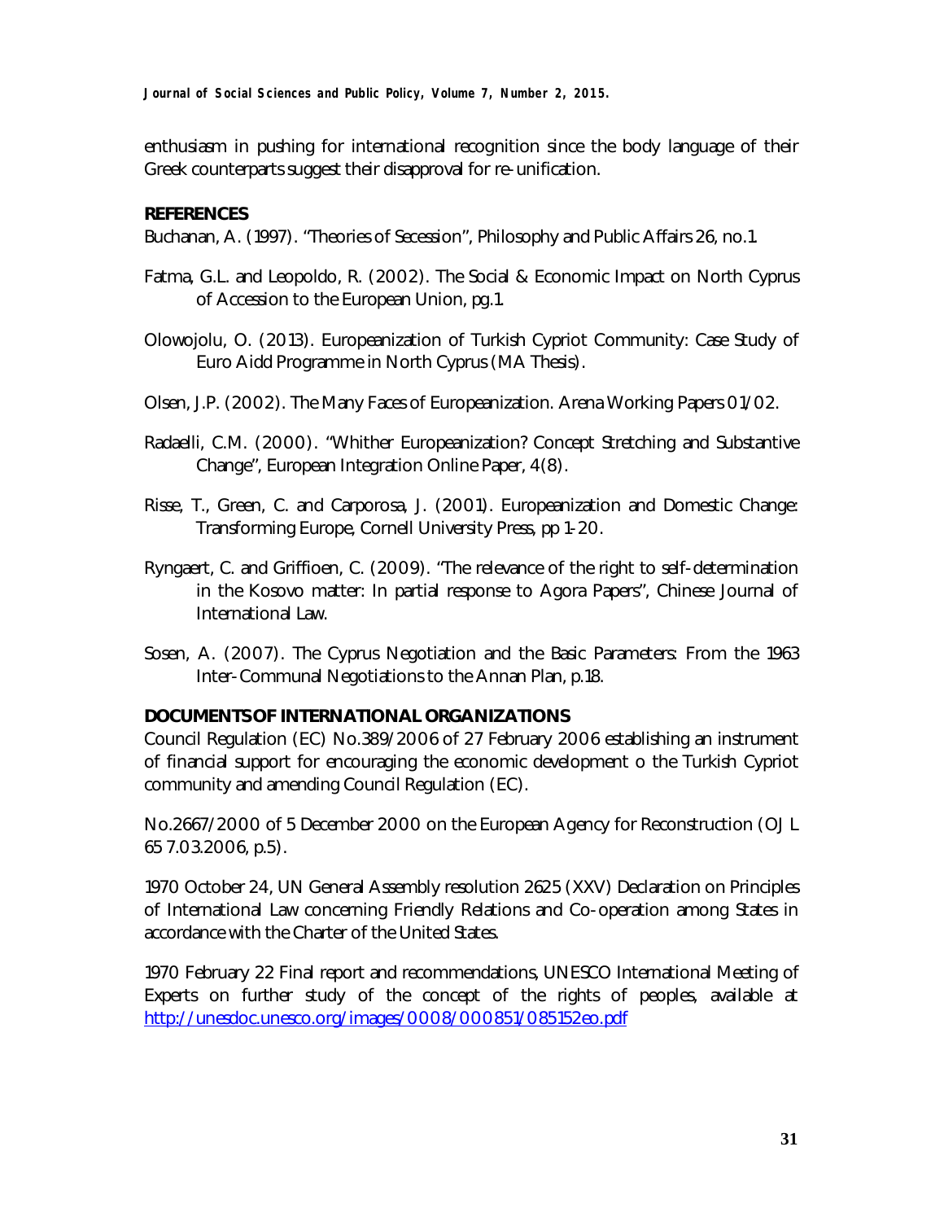enthusiasm in pushing for international recognition since the body language of their Greek counterparts suggest their disapproval for re-unification.

## REFERENCES

Buchanan, A. (1997). "Theories of Secession", Philosophy and Public Affairs 26, no.1.

Fatma, G.L. and Leopoldo, R. (2002). The Social & Economic Impact on North Cyprus of Accession to the European Union, pg.1.

Olowojolu, O. (2013). Europeanization of Turkish Cypriot Community: Case Study of Euro Aidd Programme in North Cyprus (MA Thesis).

Olsen, J.P. (2002). The Many Faces of Europeanization. Arena Working Papers 01/02.

Radaelli, C.M. (2000). "Whither Europeanization? Concept Stretching and Substantive Change", European Integration Online Paper, 4(8).

Risse, T., Green, C. and Carporosa, J. (2001). Europeanization and Domestic Change: Transforming Europe, Cornell University Press, pp 1-20.

Ryngaert, C. and Griffioen, C. (2009). "The relevance of the right to self-determination in the Kosovo matter: In partial response to Agora Papers", Chinese Journal of International Law.

Sosen, A. (2007). The Cyprus Negotiation and the Basic Parameters: From the 1963 Inter-Communal Negotiations to the Annan Plan, p.18.

## DOCUMENTS OF INTERNATIONAL ORGANIZATIONS

Council Regulation (EC) No.389/2006 of 27 February 2006 establishing an instrument of financial support for encouraging the economic development o the Turkish Cypriot community and amending Council Regulation (EC).

No.2667/2000 of 5 December 2000 on the European Agency for Reconstruction (OJ L 65 7.03.2006, p.5).

1970 October 24, UN General Assembly resolution 2625 (XXV) Declaration on Principles of International Law concerning Friendly Relations and Co-operation among States in accordance with the Charter of the United States.

1970 February 22 Final report and recommendations, UNESCO International Meeting of Experts on further study of the concept of the rights of peoples, available at http://unesdoc.unesco.org/images/0008/000851/085152eo.pdf